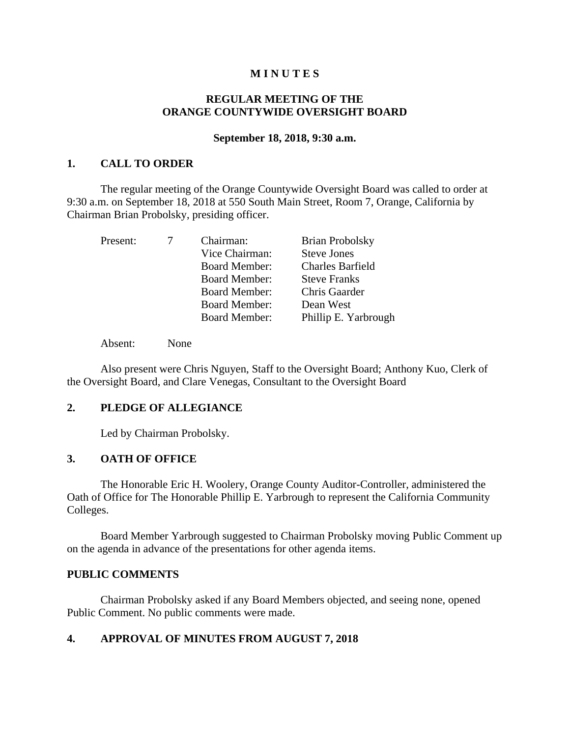# M I N U T E S

## REGULAR MEETING OF THE ORANGE COUNTYWIDE OVERSIGHT BOARD

### September 18, 2018, 9:30 a.m.

## 1. CALL TO ORDER

The regular meeting of the Orange Countywide Oversight Board was called to order at 9:30 a.m. on September 18, 2018 at 550 South Main Street, Room 7, Orange, California by Chairman Brian Probolsky, presiding officer.

| | | | |
|---|---|---|---|
| Present: | 7 | Chairman: | Brian Probolsky |
| | | Vice Chairman: | Steve Jones |
| | | Board Member: | Charles Barfield |
| | | Board Member: | Steve Franks |
| | | Board Member: | Chris Gaarder |
| | | Board Member: | Dean West |
| | | Board Member: | Phillip E. Yarbrough |

Absent: None

Also present were Chris Nguyen, Staff to the Oversight Board; Anthony Kuo, Clerk of the Oversight Board, and Clare Venegas, Consultant to the Oversight Board

## 2. PLEDGE OF ALLEGIANCE

Led by Chairman Probolsky.

## 3. OATH OF OFFICE

The Honorable Eric H. Woolery, Orange County Auditor-Controller, administered the Oath of Office for The Honorable Phillip E. Yarbrough to represent the California Community Colleges.

Board Member Yarbrough suggested to Chairman Probolsky moving Public Comment up on the agenda in advance of the presentations for other agenda items.

## PUBLIC COMMENTS

Chairman Probolsky asked if any Board Members objected, and seeing none, opened Public Comment. No public comments were made.

## 4. APPROVAL OF MINUTES FROM AUGUST 7, 2018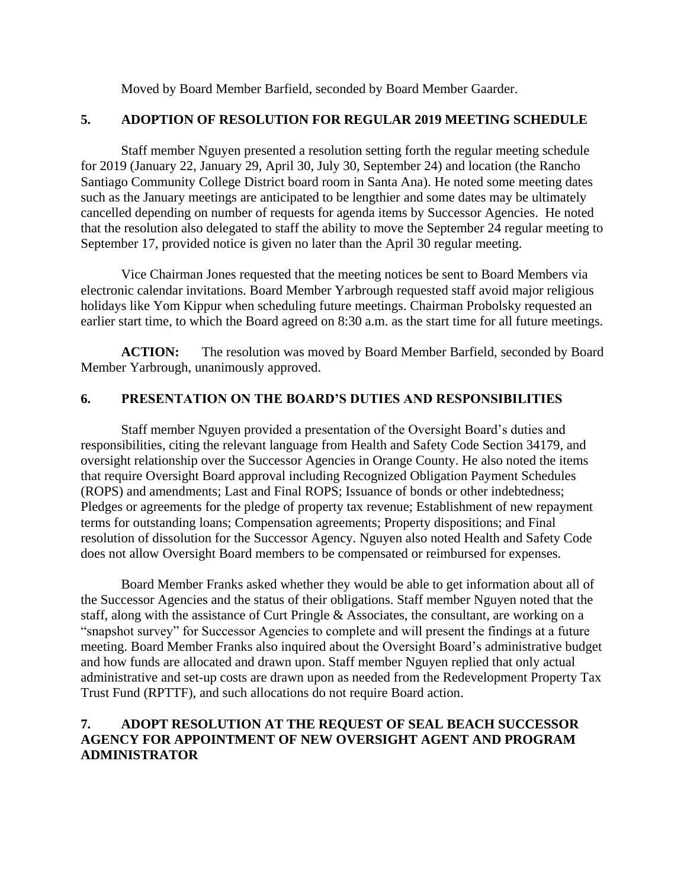Moved by Board Member Barfield, seconded by Board Member Gaarder.

## 5. ADOPTION OF RESOLUTION FOR REGULAR 2019 MEETING SCHEDULE

Staff member Nguyen presented a resolution setting forth the regular meeting schedule for 2019 (January 22, January 29, April 30, July 30, September 24) and location (the Rancho Santiago Community College District board room in Santa Ana). He noted some meeting dates such as the January meetings are anticipated to be lengthier and some dates may be ultimately cancelled depending on number of requests for agenda items by Successor Agencies. He noted that the resolution also delegated to staff the ability to move the September 24 regular meeting to September 17, provided notice is given no later than the April 30 regular meeting.

Vice Chairman Jones requested that the meeting notices be sent to Board Members via electronic calendar invitations. Board Member Yarbrough requested staff avoid major religious holidays like Yom Kippur when scheduling future meetings. Chairman Probolsky requested an earlier start time, to which the Board agreed on 8:30 a.m. as the start time for all future meetings.

**ACTION:** The resolution was moved by Board Member Barfield, seconded by Board Member Yarbrough, unanimously approved.

## 6. PRESENTATION ON THE BOARD'S DUTIES AND RESPONSIBILITIES

Staff member Nguyen provided a presentation of the Oversight Board's duties and responsibilities, citing the relevant language from Health and Safety Code Section 34179, and oversight relationship over the Successor Agencies in Orange County. He also noted the items that require Oversight Board approval including Recognized Obligation Payment Schedules (ROPS) and amendments; Last and Final ROPS; Issuance of bonds or other indebtedness; Pledges or agreements for the pledge of property tax revenue; Establishment of new repayment terms for outstanding loans; Compensation agreements; Property dispositions; and Final resolution of dissolution for the Successor Agency. Nguyen also noted Health and Safety Code does not allow Oversight Board members to be compensated or reimbursed for expenses.

Board Member Franks asked whether they would be able to get information about all of the Successor Agencies and the status of their obligations. Staff member Nguyen noted that the staff, along with the assistance of Curt Pringle & Associates, the consultant, are working on a "snapshot survey" for Successor Agencies to complete and will present the findings at a future meeting. Board Member Franks also inquired about the Oversight Board's administrative budget and how funds are allocated and drawn upon. Staff member Nguyen replied that only actual administrative and set-up costs are drawn upon as needed from the Redevelopment Property Tax Trust Fund (RPTTF), and such allocations do not require Board action.

## 7. ADOPT RESOLUTION AT THE REQUEST OF SEAL BEACH SUCCESSOR AGENCY FOR APPOINTMENT OF NEW OVERSIGHT AGENT AND PROGRAM ADMINISTRATOR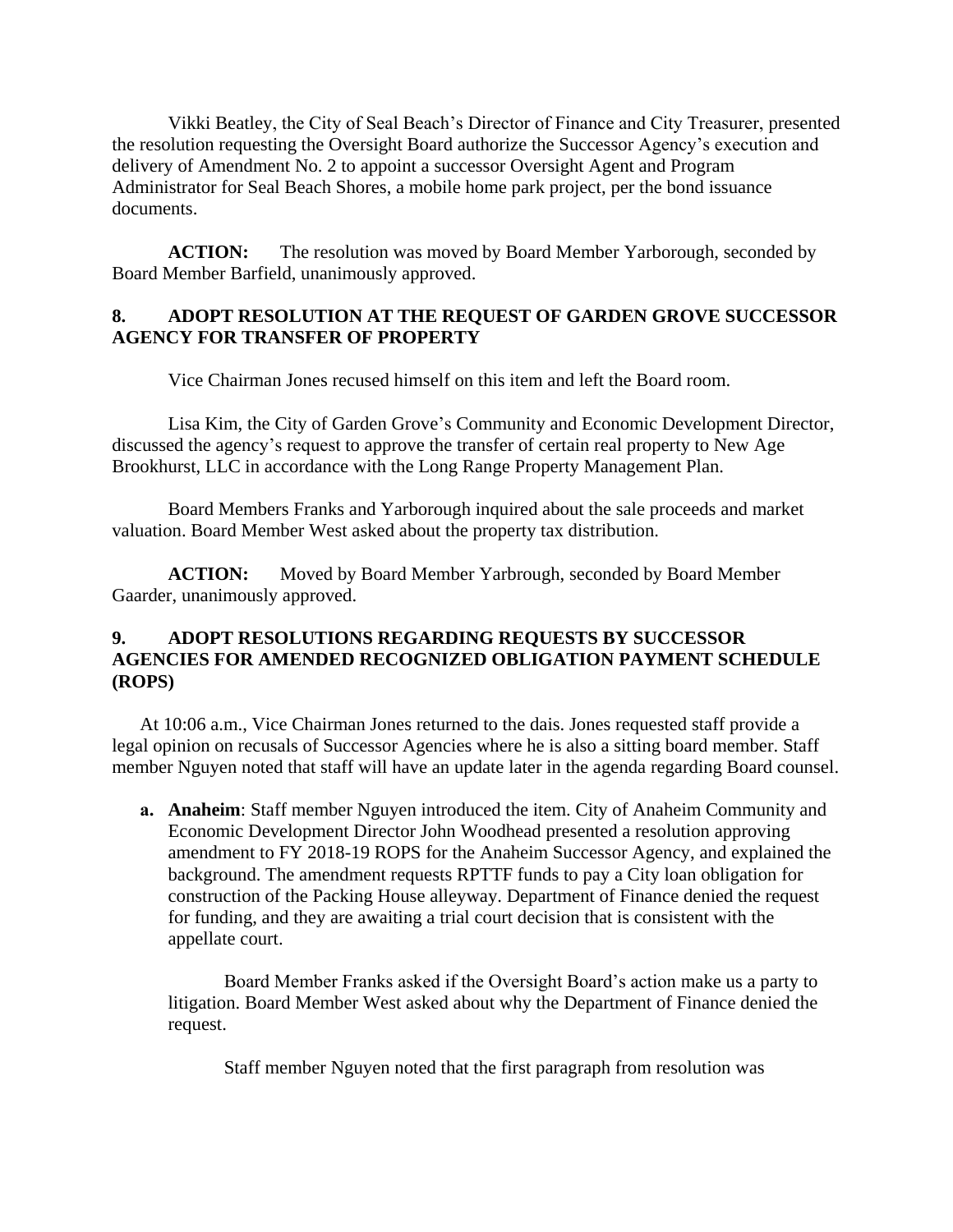Vikki Beatley, the City of Seal Beach's Director of Finance and City Treasurer, presented the resolution requesting the Oversight Board authorize the Successor Agency's execution and delivery of Amendment No. 2 to appoint a successor Oversight Agent and Program Administrator for Seal Beach Shores, a mobile home park project, per the bond issuance documents.

**ACTION:** The resolution was moved by Board Member Yarborough, seconded by Board Member Barfield, unanimously approved.

## 8. ADOPT RESOLUTION AT THE REQUEST OF GARDEN GROVE SUCCESSOR AGENCY FOR TRANSFER OF PROPERTY

Vice Chairman Jones recused himself on this item and left the Board room.

Lisa Kim, the City of Garden Grove's Community and Economic Development Director, discussed the agency's request to approve the transfer of certain real property to New Age Brookhurst, LLC in accordance with the Long Range Property Management Plan.

Board Members Franks and Yarborough inquired about the sale proceeds and market valuation. Board Member West asked about the property tax distribution.

**ACTION:** Moved by Board Member Yarbrough, seconded by Board Member Gaarder, unanimously approved.

## 9. ADOPT RESOLUTIONS REGARDING REQUESTS BY SUCCESSOR AGENCIES FOR AMENDED RECOGNIZED OBLIGATION PAYMENT SCHEDULE (ROPS)

At 10:06 a.m., Vice Chairman Jones returned to the dais. Jones requested staff provide a legal opinion on recusals of Successor Agencies where he is also a sitting board member. Staff member Nguyen noted that staff will have an update later in the agenda regarding Board counsel.

**a. Anaheim**: Staff member Nguyen introduced the item. City of Anaheim Community and Economic Development Director John Woodhead presented a resolution approving amendment to FY 2018-19 ROPS for the Anaheim Successor Agency, and explained the background. The amendment requests RPTTF funds to pay a City loan obligation for construction of the Packing House alleyway. Department of Finance denied the request for funding, and they are awaiting a trial court decision that is consistent with the appellate court.

Board Member Franks asked if the Oversight Board's action make us a party to litigation. Board Member West asked about why the Department of Finance denied the request.

Staff member Nguyen noted that the first paragraph from resolution was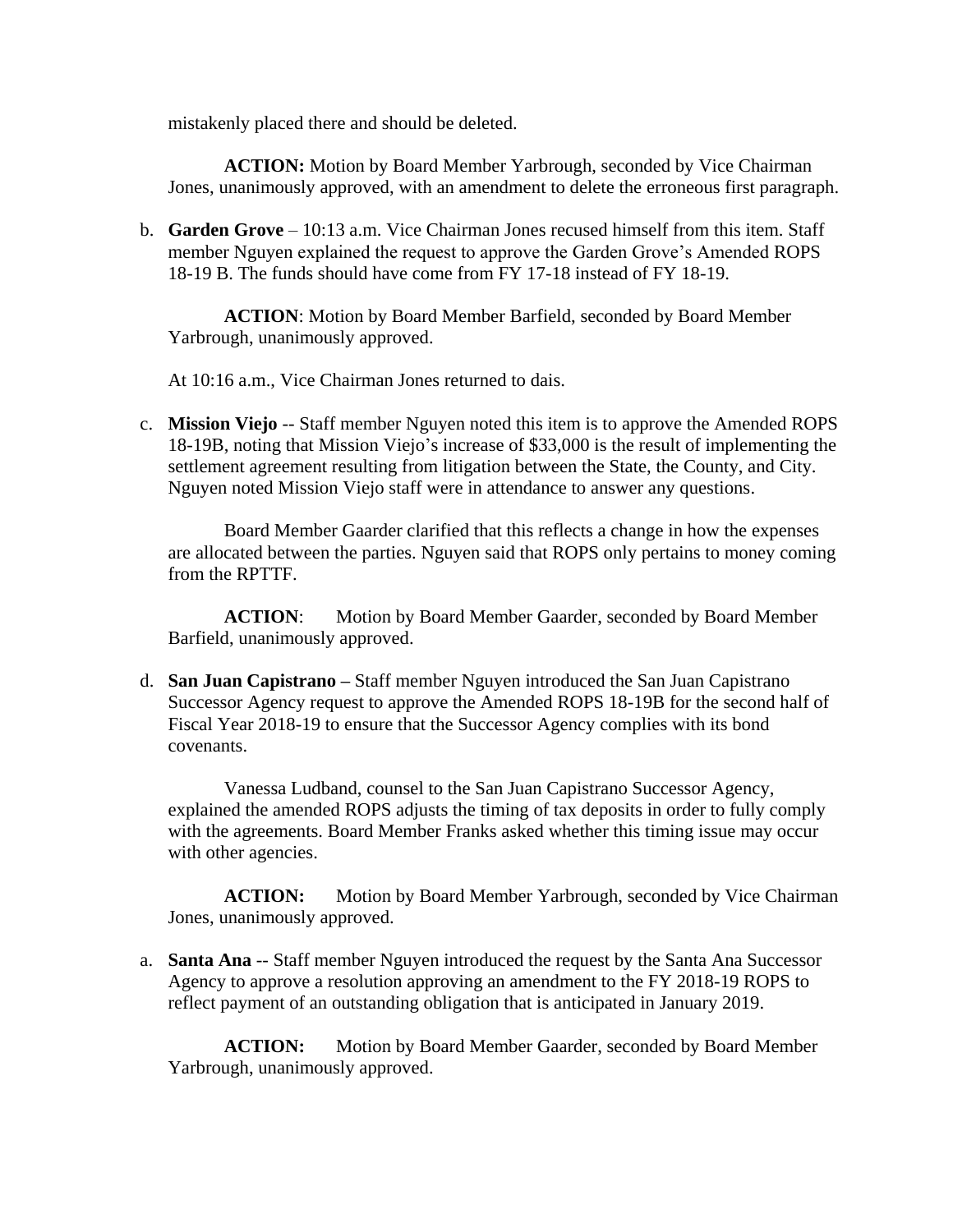mistakenly placed there and should be deleted.

**ACTION:** Motion by Board Member Yarbrough, seconded by Vice Chairman Jones, unanimously approved, with an amendment to delete the erroneous first paragraph.

b. **Garden Grove** – 10:13 a.m. Vice Chairman Jones recused himself from this item. Staff member Nguyen explained the request to approve the Garden Grove's Amended ROPS 18-19 B. The funds should have come from FY 17-18 instead of FY 18-19.

   **ACTION**: Motion by Board Member Barfield, seconded by Board Member Yarbrough, unanimously approved.

   At 10:16 a.m., Vice Chairman Jones returned to dais.

c. **Mission Viejo** -- Staff member Nguyen noted this item is to approve the Amended ROPS 18-19B, noting that Mission Viejo's increase of $33,000 is the result of implementing the settlement agreement resulting from litigation between the State, the County, and City. Nguyen noted Mission Viejo staff were in attendance to answer any questions.

   Board Member Gaarder clarified that this reflects a change in how the expenses are allocated between the parties. Nguyen said that ROPS only pertains to money coming from the RPTTF.

   **ACTION**: Motion by Board Member Gaarder, seconded by Board Member Barfield, unanimously approved.

d. **San Juan Capistrano –** Staff member Nguyen introduced the San Juan Capistrano Successor Agency request to approve the Amended ROPS 18-19B for the second half of Fiscal Year 2018-19 to ensure that the Successor Agency complies with its bond covenants.

   Vanessa Ludband, counsel to the San Juan Capistrano Successor Agency, explained the amended ROPS adjusts the timing of tax deposits in order to fully comply with the agreements. Board Member Franks asked whether this timing issue may occur with other agencies.

   **ACTION:** Motion by Board Member Yarbrough, seconded by Vice Chairman Jones, unanimously approved.

a. **Santa Ana** -- Staff member Nguyen introduced the request by the Santa Ana Successor Agency to approve a resolution approving an amendment to the FY 2018-19 ROPS to reflect payment of an outstanding obligation that is anticipated in January 2019.

   **ACTION:** Motion by Board Member Gaarder, seconded by Board Member Yarbrough, unanimously approved.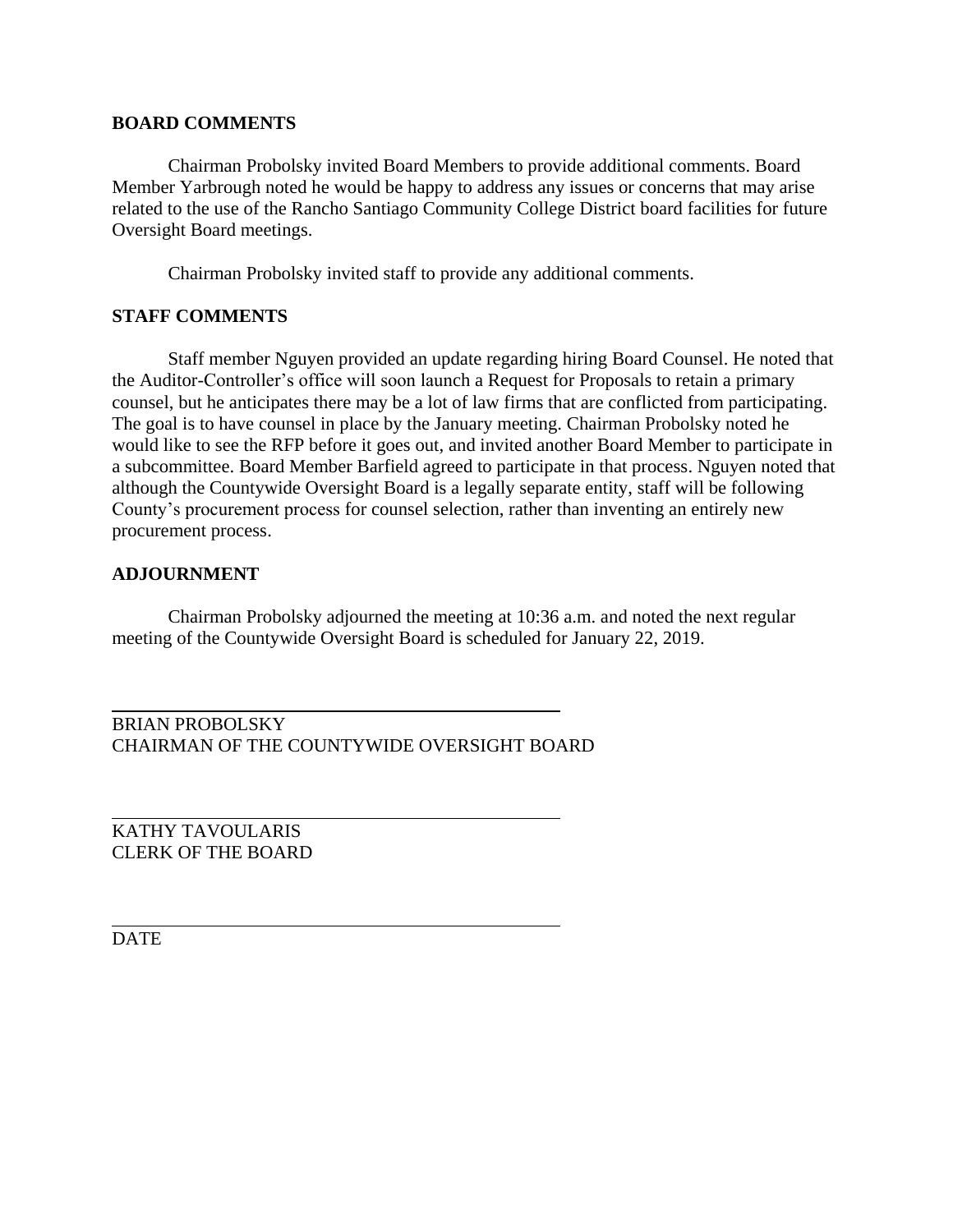## BOARD COMMENTS

Chairman Probolsky invited Board Members to provide additional comments. Board Member Yarbrough noted he would be happy to address any issues or concerns that may arise related to the use of the Rancho Santiago Community College District board facilities for future Oversight Board meetings.

Chairman Probolsky invited staff to provide any additional comments.

## STAFF COMMENTS

Staff member Nguyen provided an update regarding hiring Board Counsel. He noted that the Auditor-Controller's office will soon launch a Request for Proposals to retain a primary counsel, but he anticipates there may be a lot of law firms that are conflicted from participating. The goal is to have counsel in place by the January meeting. Chairman Probolsky noted he would like to see the RFP before it goes out, and invited another Board Member to participate in a subcommittee. Board Member Barfield agreed to participate in that process. Nguyen noted that although the Countywide Oversight Board is a legally separate entity, staff will be following County's procurement process for counsel selection, rather than inventing an entirely new procurement process.

## ADJOURNMENT

Chairman Probolsky adjourned the meeting at 10:36 a.m. and noted the next regular meeting of the Countywide Oversight Board is scheduled for January 22, 2019.

\_\_\_\_\_\_\_\_\_\_\_\_\_\_\_\_\_\_\_\_\_\_\_\_\_\_\_\_\_\_\_\_\_\_\_\_\_\_\_\_\_\_\_\_

BRIAN PROBOLSKY
CHAIRMAN OF THE COUNTYWIDE OVERSIGHT BOARD

\_\_\_\_\_\_\_\_\_\_\_\_\_\_\_\_\_\_\_\_\_\_\_\_\_\_\_\_\_\_\_\_\_\_\_\_\_\_\_\_\_\_\_\_

KATHY TAVOULARIS
CLERK OF THE BOARD

\_\_\_\_\_\_\_\_\_\_\_\_\_\_\_\_\_\_\_\_\_\_\_\_\_\_\_\_\_\_\_\_\_\_\_\_\_\_\_\_\_\_\_\_

DATE